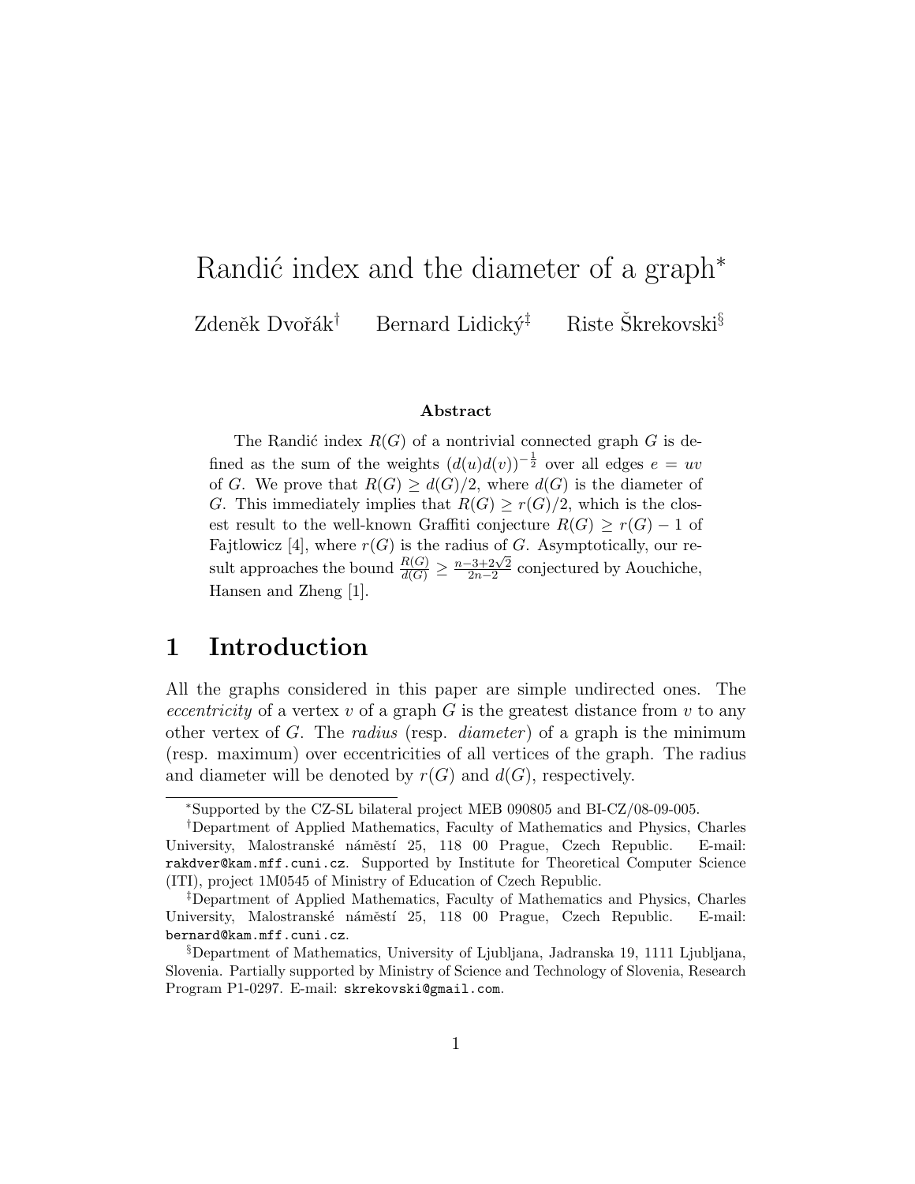# Randić index and the diameter of a graph*

Zdeněk Dvořák[†] Bernard Lidický[‡] Riste Škrekovski[§]

### Abstract

The Randić index $R(G)$ of a nontrivial connected graph $G$ is defined as the sum of the weights $(d(u)d(v))^{-\frac{1}{2}}$ over all edges $e = uv$ of $G$. We prove that $R(G) \geq d(G)/2$, where $d(G)$ is the diameter of $G$. This immediately implies that $R(G) \geq r(G)/2$, which is the closest result to the well-known Graffiti conjecture $R(G) \geq r(G) - 1$ of Fajtlowicz [4], where $r(G)$ is the radius of $G$. Asymptotically, our result approaches the bound $\frac{R(G)}{d(G)} \geq \frac{n-3+2\sqrt{2}}{2n-2}$ conjectured by Aouchiche, Hansen and Zheng [1].

## 1 Introduction

All the graphs considered in this paper are simple undirected ones. The *eccentricity* of a vertex $v$ of a graph $G$ is the greatest distance from $v$ to any other vertex of $G$. The *radius* (resp. *diameter*) of a graph is the minimum (resp. maximum) over eccentricities of all vertices of the graph. The radius and diameter will be denoted by $r(G)$ and $d(G)$, respectively.

---

*Supported by the CZ-SL bilateral project MEB 090805 and BI-CZ/08-09-005.

[†]Department of Applied Mathematics, Faculty of Mathematics and Physics, Charles University, Malostranské náměstí 25, 118 00 Prague, Czech Republic. E-mail: rakdver@kam.mff.cuni.cz. Supported by Institute for Theoretical Computer Science (ITI), project 1M0545 of Ministry of Education of Czech Republic.

[‡]Department of Applied Mathematics, Faculty of Mathematics and Physics, Charles University, Malostranské náměstí 25, 118 00 Prague, Czech Republic. E-mail: bernard@kam.mff.cuni.cz.

[§]Department of Mathematics, University of Ljubljana, Jadranska 19, 1111 Ljubljana, Slovenia. Partially supported by Ministry of Science and Technology of Slovenia, Research Program P1-0297. E-mail: skrekovski@gmail.com.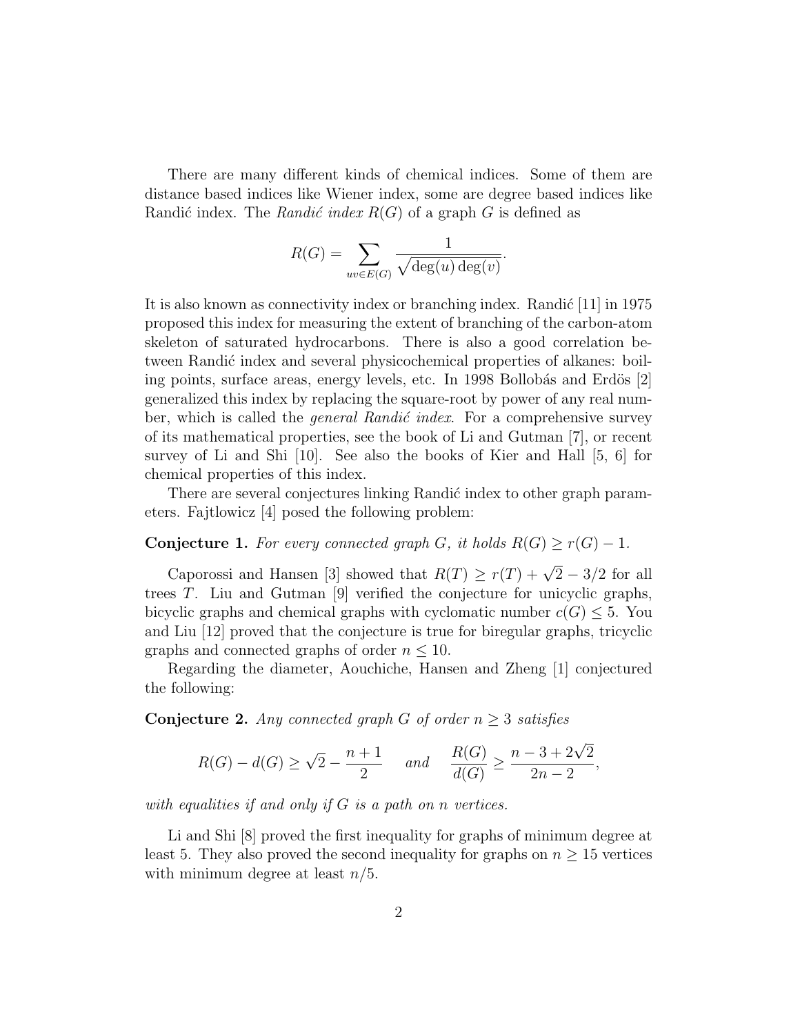There are many different kinds of chemical indices. Some of them are distance based indices like Wiener index, some are degree based indices like Randić index. The *Randić index* $R(G)$ of a graph $G$ is defined as

$$R(G) = \sum_{uv \in E(G)} \frac{1}{\sqrt{\deg(u)\deg(v)}}.$$

It is also known as connectivity index or branching index. Randić [11] in 1975 proposed this index for measuring the extent of branching of the carbon-atom skeleton of saturated hydrocarbons. There is also a good correlation between Randić index and several physicochemical properties of alkanes: boiling points, surface areas, energy levels, etc. In 1998 Bollobás and Erdös [2] generalized this index by replacing the square-root by power of any real number, which is called the *general Randić index*. For a comprehensive survey of its mathematical properties, see the book of Li and Gutman [7], or recent survey of Li and Shi [10]. See also the books of Kier and Hall [5, 6] for chemical properties of this index.

There are several conjectures linking Randić index to other graph parameters. Fajtlowicz [4] posed the following problem:

**Conjecture 1.** *For every connected graph $G$, it holds $R(G) \geq r(G) - 1$.*

Caporossi and Hansen [3] showed that $R(T) \geq r(T) + \sqrt{2} - 3/2$ for all trees $T$. Liu and Gutman [9] verified the conjecture for unicyclic graphs, bicyclic graphs and chemical graphs with cyclomatic number $c(G) \leq 5$. You and Liu [12] proved that the conjecture is true for biregular graphs, tricyclic graphs and connected graphs of order $n \leq 10$.

Regarding the diameter, Aouchiche, Hansen and Zheng [1] conjectured the following:

**Conjecture 2.** *Any connected graph $G$ of order $n \geq 3$ satisfies*

$$R(G) - d(G) \geq \sqrt{2} - \frac{n+1}{2} \quad \text{and} \quad \frac{R(G)}{d(G)} \geq \frac{n - 3 + 2\sqrt{2}}{2n - 2},$$

*with equalities if and only if $G$ is a path on $n$ vertices.*

Li and Shi [8] proved the first inequality for graphs of minimum degree at least 5. They also proved the second inequality for graphs on $n \geq 15$ vertices with minimum degree at least $n/5$.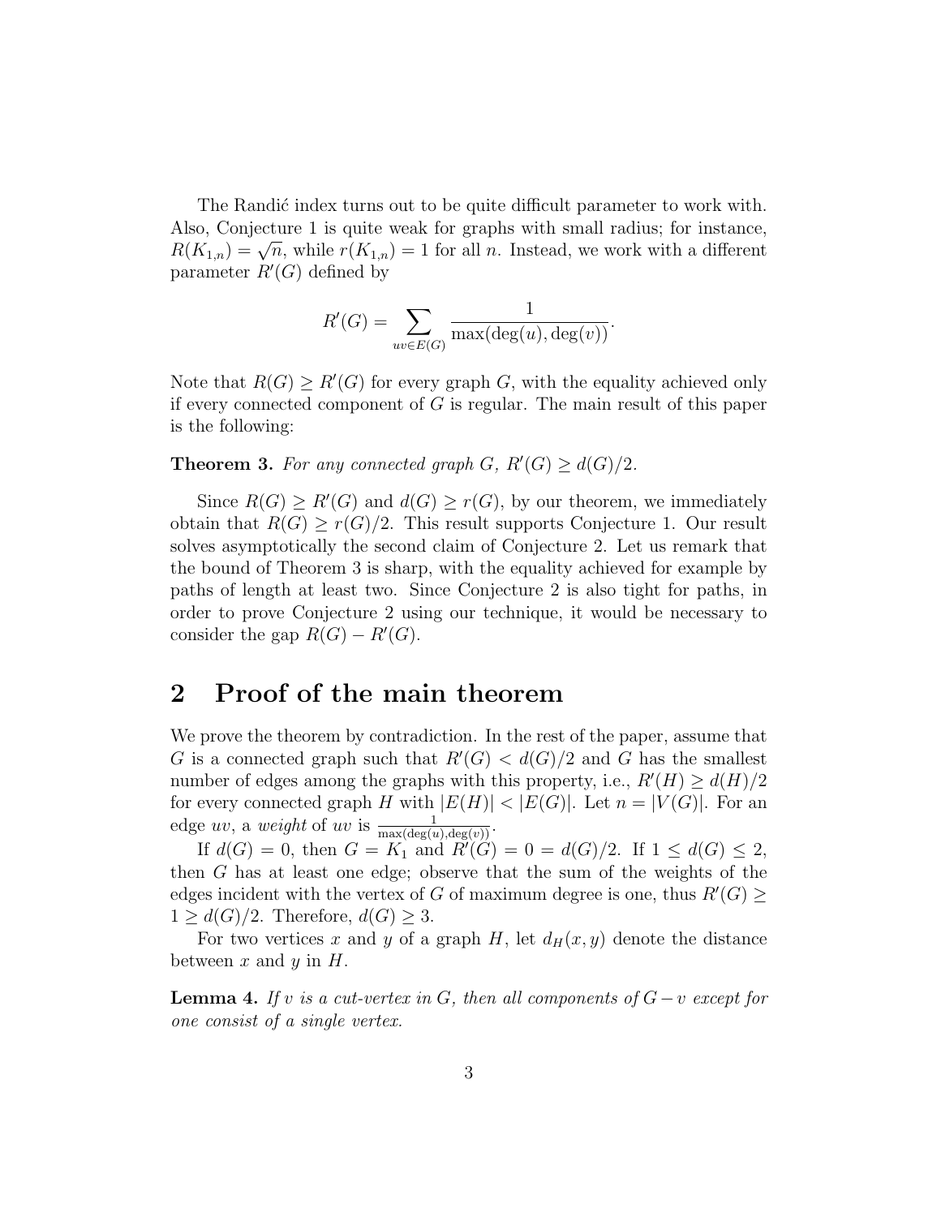The Randić index turns out to be quite difficult parameter to work with. Also, Conjecture 1 is quite weak for graphs with small radius; for instance, $R(K_{1,n}) = \sqrt{n}$, while $r(K_{1,n}) = 1$ for all $n$. Instead, we work with a different parameter $R'(G)$ defined by

$$R'(G) = \sum_{uv \in E(G)} \frac{1}{\max(\deg(u), \deg(v))}.$$

Note that $R(G) \geq R'(G)$ for every graph $G$, with the equality achieved only if every connected component of $G$ is regular. The main result of this paper is the following:

**Theorem 3.** *For any connected graph $G$, $R'(G) \geq d(G)/2$.*

Since $R(G) \geq R'(G)$ and $d(G) \geq r(G)$, by our theorem, we immediately obtain that $R(G) \geq r(G)/2$. This result supports Conjecture 1. Our result solves asymptotically the second claim of Conjecture 2. Let us remark that the bound of Theorem 3 is sharp, with the equality achieved for example by paths of length at least two. Since Conjecture 2 is also tight for paths, in order to prove Conjecture 2 using our technique, it would be necessary to consider the gap $R(G) - R'(G)$.

## 2 Proof of the main theorem

We prove the theorem by contradiction. In the rest of the paper, assume that $G$ is a connected graph such that $R'(G) < d(G)/2$ and $G$ has the smallest number of edges among the graphs with this property, i.e., $R'(H) \geq d(H)/2$ for every connected graph $H$ with $|E(H)| < |E(G)|$. Let $n = |V(G)|$. For an edge $uv$, a *weight* of $uv$ is $\frac{1}{\max(\deg(u), \deg(v))}$.

If $d(G) = 0$, then $G = K_1$ and $R'(G) = 0 = d(G)/2$. If $1 \leq d(G) \leq 2$, then $G$ has at least one edge; observe that the sum of the weights of the edges incident with the vertex of $G$ of maximum degree is one, thus $R'(G) \geq 1 \geq d(G)/2$. Therefore, $d(G) \geq 3$.

For two vertices $x$ and $y$ of a graph $H$, let $d_H(x, y)$ denote the distance between $x$ and $y$ in $H$.

**Lemma 4.** *If $v$ is a cut-vertex in $G$, then all components of $G - v$ except for one consist of a single vertex.*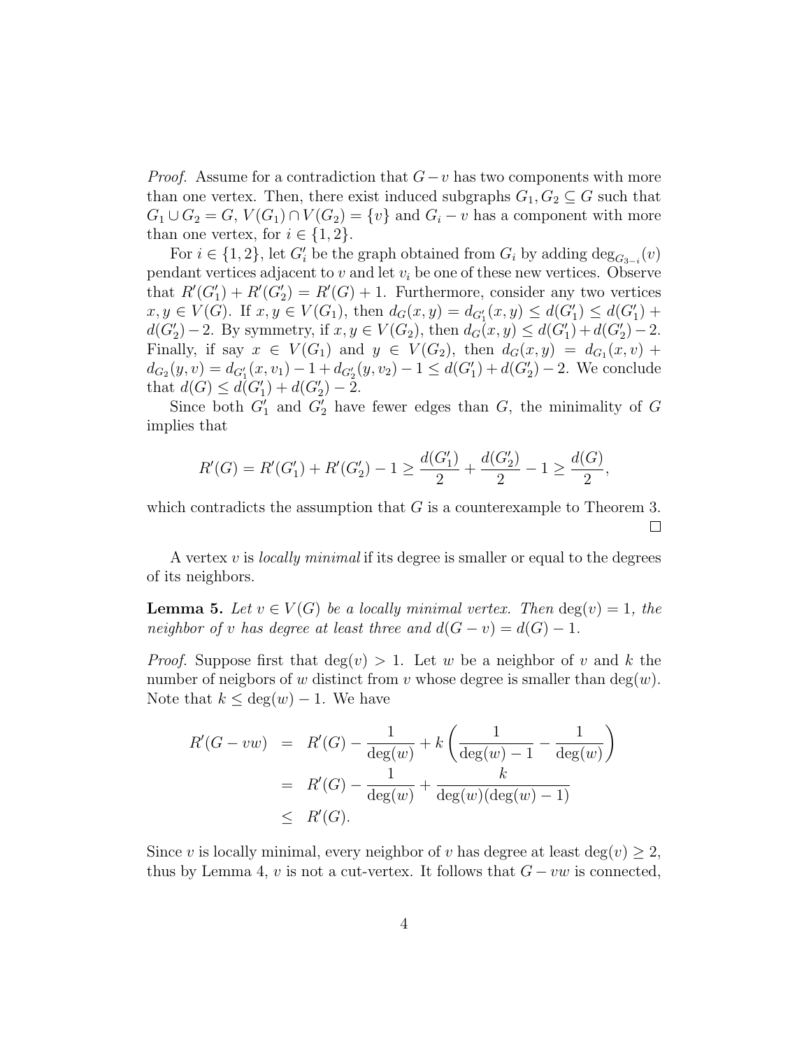*Proof.* Assume for a contradiction that $G-v$ has two components with more than one vertex. Then, there exist induced subgraphs $G_1, G_2 \subseteq G$ such that $G_1 \cup G_2 = G$, $V(G_1) \cap V(G_2) = \{v\}$ and $G_i - v$ has a component with more than one vertex, for $i \in \{1, 2\}$.

For $i \in \{1, 2\}$, let $G'_i$ be the graph obtained from $G_i$ by adding $\deg_{G_{3-i}}(v)$ pendant vertices adjacent to $v$ and let $v_i$ be one of these new vertices. Observe that $R'(G'_1) + R'(G'_2) = R'(G) + 1$. Furthermore, consider any two vertices $x, y \in V(G)$. If $x, y \in V(G_1)$, then $d_G(x, y) = d_{G'_1}(x, y) \leq d(G'_1) \leq d(G'_1) + d(G'_2) - 2$. By symmetry, if $x, y \in V(G_2)$, then $d_G(x, y) \leq d(G'_1) + d(G'_2) - 2$. Finally, if say $x \in V(G_1)$ and $y \in V(G_2)$, then $d_G(x, y) = d_{G_1}(x, v) + d_{G_2}(y, v) = d_{G'_1}(x, v_1) - 1 + d_{G'_2}(y, v_2) - 1 \leq d(G'_1) + d(G'_2) - 2$. We conclude that $d(G) \leq d(G'_1) + d(G'_2) - 2$.

Since both $G'_1$ and $G'_2$ have fewer edges than $G$, the minimality of $G$ implies that

$$R'(G) = R'(G'_1) + R'(G'_2) - 1 \geq \frac{d(G'_1)}{2} + \frac{d(G'_2)}{2} - 1 \geq \frac{d(G)}{2},$$

which contradicts the assumption that $G$ is a counterexample to Theorem 3. □

A vertex $v$ is *locally minimal* if its degree is smaller or equal to the degrees of its neighbors.

**Lemma 5.** *Let $v \in V(G)$ be a locally minimal vertex. Then $\deg(v) = 1$, the neighbor of $v$ has degree at least three and $d(G-v) = d(G) - 1$.*

*Proof.* Suppose first that $\deg(v) > 1$. Let $w$ be a neighbor of $v$ and $k$ the number of neigbors of $w$ distinct from $v$ whose degree is smaller than $\deg(w)$. Note that $k \leq \deg(w) - 1$. We have

$$\begin{aligned} R'(G - vw) &= R'(G) - \frac{1}{\deg(w)} + k\left(\frac{1}{\deg(w)-1} - \frac{1}{\deg(w)}\right) \\ &= R'(G) - \frac{1}{\deg(w)} + \frac{k}{\deg(w)(\deg(w)-1)} \\ &\leq R'(G). \end{aligned}$$

Since $v$ is locally minimal, every neighbor of $v$ has degree at least $\deg(v) \geq 2$, thus by Lemma 4, $v$ is not a cut-vertex. It follows that $G - vw$ is connected,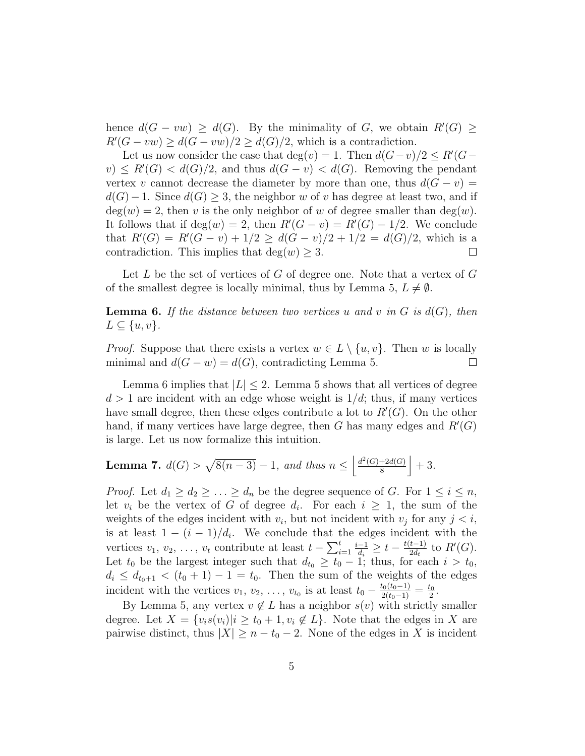hence $d(G - vw) \geq d(G)$. By the minimality of $G$, we obtain $R'(G) \geq R'(G - vw) \geq d(G - vw)/2 \geq d(G)/2$, which is a contradiction.

Let us now consider the case that $\deg(v) = 1$. Then $d(G-v)/2 \leq R'(G-v) \leq R'(G) < d(G)/2$, and thus $d(G - v) < d(G)$. Removing the pendant vertex $v$ cannot decrease the diameter by more than one, thus $d(G - v) = d(G) - 1$. Since $d(G) \geq 3$, the neighbor $w$ of $v$ has degree at least two, and if $\deg(w) = 2$, then $v$ is the only neighbor of $w$ of degree smaller than $\deg(w)$. It follows that if $\deg(w) = 2$, then $R'(G - v) = R'(G) - 1/2$. We conclude that $R'(G) = R'(G - v) + 1/2 \geq d(G - v)/2 + 1/2 = d(G)/2$, which is a contradiction. This implies that $\deg(w) \geq 3$. □

Let $L$ be the set of vertices of $G$ of degree one. Note that a vertex of $G$ of the smallest degree is locally minimal, thus by Lemma 5, $L \neq \emptyset$.

**Lemma 6.** *If the distance between two vertices $u$ and $v$ in $G$ is $d(G)$, then $L \subseteq \{u, v\}$.*

*Proof.* Suppose that there exists a vertex $w \in L \setminus \{u, v\}$. Then $w$ is locally minimal and $d(G - w) = d(G)$, contradicting Lemma 5. □

Lemma 6 implies that $|L| \leq 2$. Lemma 5 shows that all vertices of degree $d > 1$ are incident with an edge whose weight is $1/d$; thus, if many vertices have small degree, then these edges contribute a lot to $R'(G)$. On the other hand, if many vertices have large degree, then $G$ has many edges and $R'(G)$ is large. Let us now formalize this intuition.

**Lemma 7.** *$d(G) > \sqrt{8(n-3)} - 1$, and thus $n \leq \left\lfloor \frac{d^2(G)+2d(G)}{8} \right\rfloor + 3$.*

*Proof.* Let $d_1 \geq d_2 \geq \ldots \geq d_n$ be the degree sequence of $G$. For $1 \leq i \leq n$, let $v_i$ be the vertex of $G$ of degree $d_i$. For each $i \geq 1$, the sum of the weights of the edges incident with $v_i$, but not incident with $v_j$ for any $j < i$, is at least $1 - (i-1)/d_i$. We conclude that the edges incident with the vertices $v_1, v_2, \ldots, v_t$ contribute at least $t - \sum_{i=1}^{t} \frac{i-1}{d_i} \geq t - \frac{t(t-1)}{2d_t}$ to $R'(G)$. Let $t_0$ be the largest integer such that $d_{t_0} \geq t_0 - 1$; thus, for each $i > t_0$, $d_i \leq d_{t_0+1} < (t_0 + 1) - 1 = t_0$. Then the sum of the weights of the edges incident with the vertices $v_1, v_2, \ldots, v_{t_0}$ is at least $t_0 - \frac{t_0(t_0-1)}{2(t_0-1)} = \frac{t_0}{2}$.

By Lemma 5, any vertex $v \notin L$ has a neighbor $s(v)$ with strictly smaller degree. Let $X = \{v_i s(v_i) | i \geq t_0 + 1, v_i \notin L\}$. Note that the edges in $X$ are pairwise distinct, thus $|X| \geq n - t_0 - 2$. None of the edges in $X$ is incident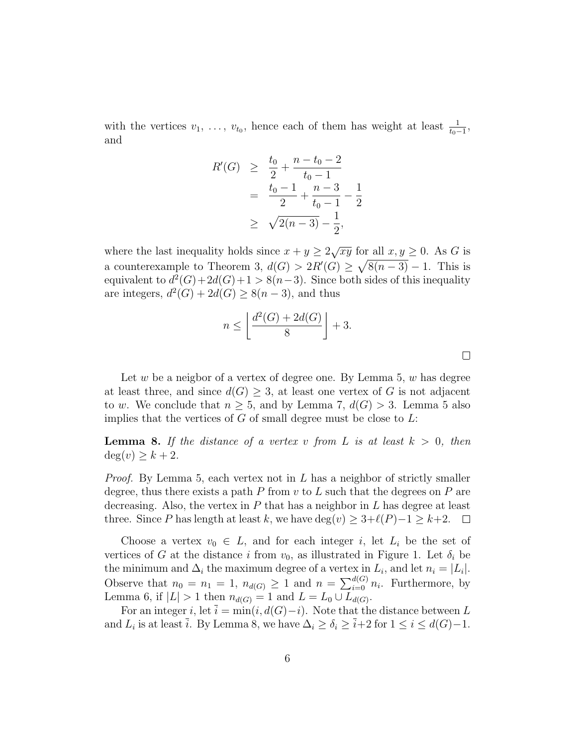with the vertices $v_1, \ldots, v_{t_0}$, hence each of them has weight at least $\frac{1}{t_0-1}$, and

$$\begin{aligned} R'(G) &\geq \frac{t_0}{2} + \frac{n-t_0-2}{t_0-1} \\ &= \frac{t_0-1}{2} + \frac{n-3}{t_0-1} - \frac{1}{2} \\ &\geq \sqrt{2(n-3)} - \frac{1}{2}, \end{aligned}$$

where the last inequality holds since $x + y \geq 2\sqrt{xy}$ for all $x, y \geq 0$. As $G$ is a counterexample to Theorem 3, $d(G) > 2R'(G) \geq \sqrt{8(n-3)} - 1$. This is equivalent to $d^2(G)+2d(G)+1 > 8(n-3)$. Since both sides of this inequality are integers, $d^2(G) + 2d(G) \geq 8(n-3)$, and thus

$$n \leq \left\lfloor \frac{d^2(G) + 2d(G)}{8} \right\rfloor + 3.$$

□

Let $w$ be a neigbor of a vertex of degree one. By Lemma 5, $w$ has degree at least three, and since $d(G) \geq 3$, at least one vertex of $G$ is not adjacent to $w$. We conclude that $n \geq 5$, and by Lemma 7, $d(G) > 3$. Lemma 5 also implies that the vertices of $G$ of small degree must be close to $L$:

**Lemma 8.** *If the distance of a vertex $v$ from $L$ is at least $k > 0$, then $\deg(v) \geq k + 2$.*

*Proof.* By Lemma 5, each vertex not in $L$ has a neighbor of strictly smaller degree, thus there exists a path $P$ from $v$ to $L$ such that the degrees on $P$ are decreasing. Also, the vertex in $P$ that has a neighbor in $L$ has degree at least three. Since $P$ has length at least $k$, we have $\deg(v) \geq 3+\ell(P)-1 \geq k+2$. □

Choose a vertex $v_0 \in L$, and for each integer $i$, let $L_i$ be the set of vertices of $G$ at the distance $i$ from $v_0$, as illustrated in Figure 1. Let $\delta_i$ be the minimum and $\Delta_i$ the maximum degree of a vertex in $L_i$, and let $n_i = |L_i|$. Observe that $n_0 = n_1 = 1$, $n_{d(G)} \geq 1$ and $n = \sum_{i=0}^{d(G)} n_i$. Furthermore, by Lemma 6, if $|L| > 1$ then $n_{d(G)} = 1$ and $L = L_0 \cup L_{d(G)}$.

For an integer $i$, let $\bar{i} = \min(i, d(G)-i)$. Note that the distance between $L$ and $L_i$ is at least $\bar{i}$. By Lemma 8, we have $\Delta_i \geq \delta_i \geq \bar{i}+2$ for $1 \leq i \leq d(G)-1$.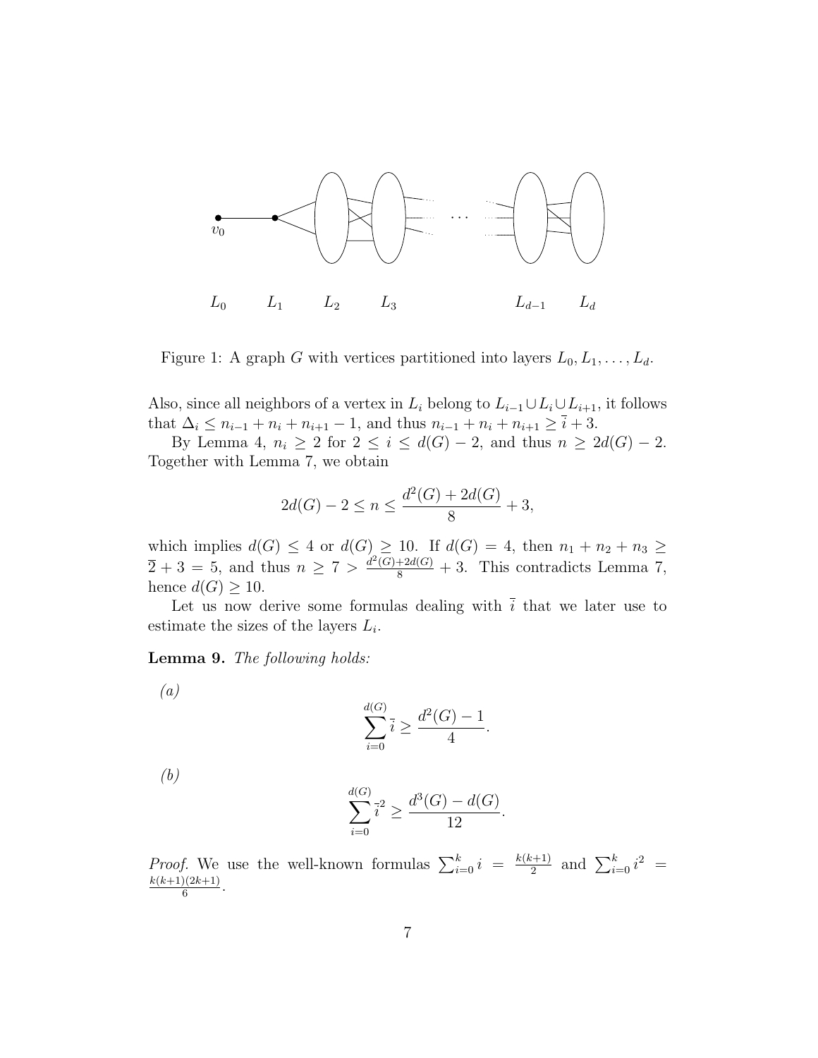Figure 1: A graph $G$ with vertices partitioned into layers $L_0, L_1, \ldots, L_d$.

Also, since all neighbors of a vertex in $L_i$ belong to $L_{i-1} \cup L_i \cup L_{i+1}$, it follows that $\Delta_i \leq n_{i-1} + n_i + n_{i+1} - 1$, and thus $n_{i-1} + n_i + n_{i+1} \geq \bar{i} + 3$.

By Lemma 4, $n_i \geq 2$ for $2 \leq i \leq d(G) - 2$, and thus $n \geq 2d(G) - 2$. Together with Lemma 7, we obtain

$$2d(G) - 2 \leq n \leq \frac{d^2(G) + 2d(G)}{8} + 3,$$

which implies $d(G) \leq 4$ or $d(G) \geq 10$. If $d(G) = 4$, then $n_1 + n_2 + n_3 \geq \bar{2} + 3 = 5$, and thus $n \geq 7 > \frac{d^2(G)+2d(G)}{8} + 3$. This contradicts Lemma 7, hence $d(G) \geq 10$.

Let us now derive some formulas dealing with $\bar{i}$ that we later use to estimate the sizes of the layers $L_i$.

**Lemma 9.** *The following holds:*

*(a)*

$$\sum_{i=0}^{d(G)} \bar{i} \geq \frac{d^2(G) - 1}{4}.$$

*(b)*

$$\sum_{i=0}^{d(G)} \bar{i}^2 \geq \frac{d^3(G) - d(G)}{12}.$$

*Proof.* We use the well-known formulas $\sum_{i=0}^{k} i = \frac{k(k+1)}{2}$ and $\sum_{i=0}^{k} i^2 = \frac{k(k+1)(2k+1)}{6}$.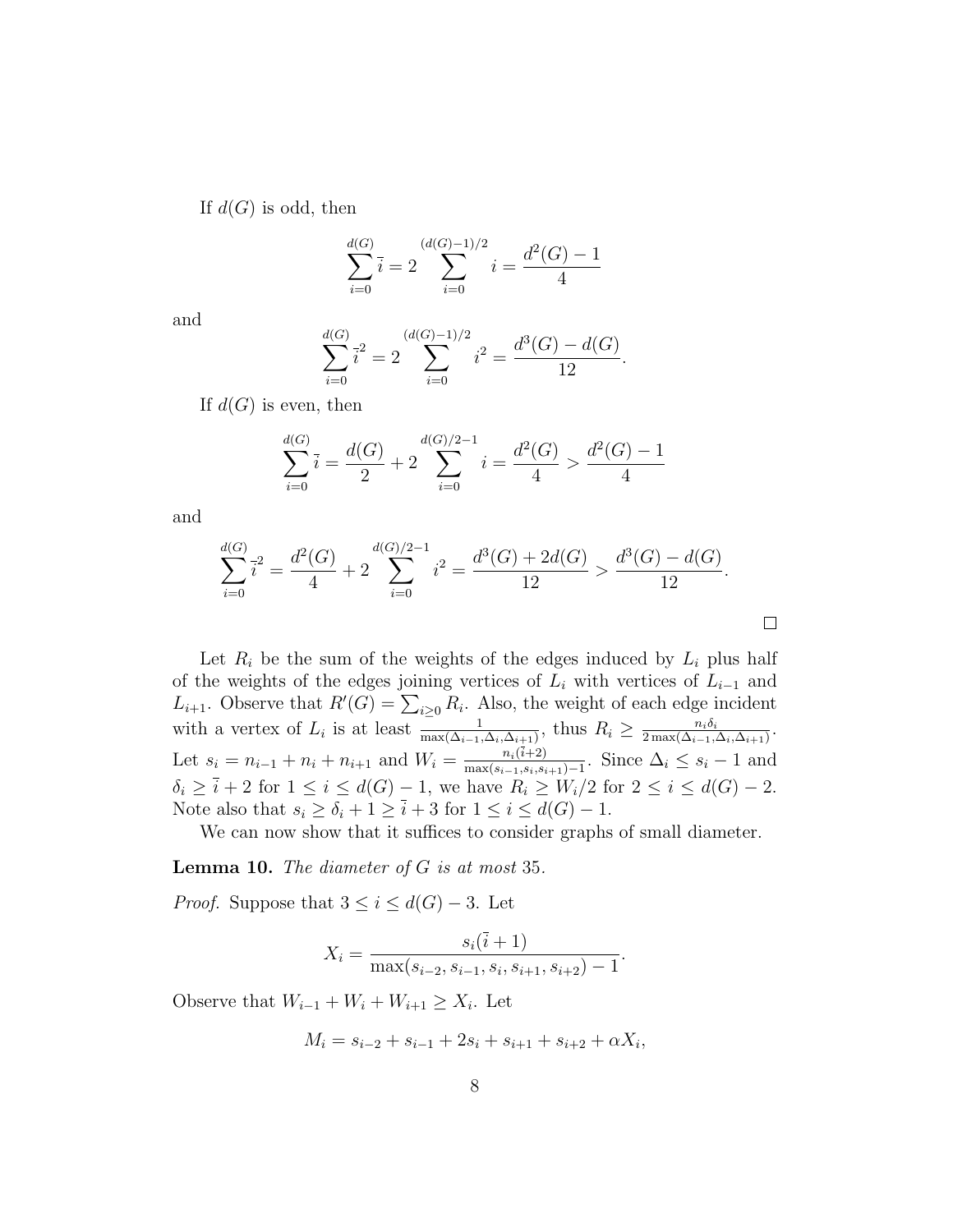If $d(G)$ is odd, then

$$\sum_{i=0}^{d(G)} \bar{i} = 2 \sum_{i=0}^{(d(G)-1)/2} i = \frac{d^2(G)-1}{4}$$

and

$$\sum_{i=0}^{d(G)} \bar{i}^2 = 2 \sum_{i=0}^{(d(G)-1)/2} i^2 = \frac{d^3(G)-d(G)}{12}.$$

If $d(G)$ is even, then

$$\sum_{i=0}^{d(G)} \bar{i} = \frac{d(G)}{2} + 2 \sum_{i=0}^{d(G)/2-1} i = \frac{d^2(G)}{4} > \frac{d^2(G)-1}{4}$$

and

$$\sum_{i=0}^{d(G)} \bar{i}^2 = \frac{d^2(G)}{4} + 2 \sum_{i=0}^{d(G)/2-1} i^2 = \frac{d^3(G)+2d(G)}{12} > \frac{d^3(G)-d(G)}{12}.$$

□

Let $R_i$ be the sum of the weights of the edges induced by $L_i$ plus half of the weights of the edges joining vertices of $L_i$ with vertices of $L_{i-1}$ and $L_{i+1}$. Observe that $R'(G) = \sum_{i\geq 0} R_i$. Also, the weight of each edge incident with a vertex of $L_i$ is at least $\frac{1}{\max(\Delta_{i-1},\Delta_i,\Delta_{i+1})}$, thus $R_i \geq \frac{n_i \delta_i}{2\max(\Delta_{i-1},\Delta_i,\Delta_{i+1})}$. Let $s_i = n_{i-1} + n_i + n_{i+1}$ and $W_i = \frac{n_i(\bar{i}+2)}{\max(s_{i-1},s_i,s_{i+1})-1}$. Since $\Delta_i \leq s_i - 1$ and $\delta_i \geq \bar{i} + 2$ for $1 \leq i \leq d(G)-1$, we have $R_i \geq W_i/2$ for $2 \leq i \leq d(G)-2$. Note also that $s_i \geq \delta_i + 1 \geq \bar{i} + 3$ for $1 \leq i \leq d(G)-1$.

We can now show that it suffices to consider graphs of small diameter.

**Lemma 10.** *The diameter of $G$ is at most* 35.

*Proof.* Suppose that $3 \leq i \leq d(G) - 3$. Let

$$X_i = \frac{s_i(\bar{i}+1)}{\max(s_{i-2},s_{i-1},s_i,s_{i+1},s_{i+2})-1}.$$

Observe that $W_{i-1} + W_i + W_{i+1} \geq X_i$. Let

$$M_i = s_{i-2} + s_{i-1} + 2s_i + s_{i+1} + s_{i+2} + \alpha X_i,$$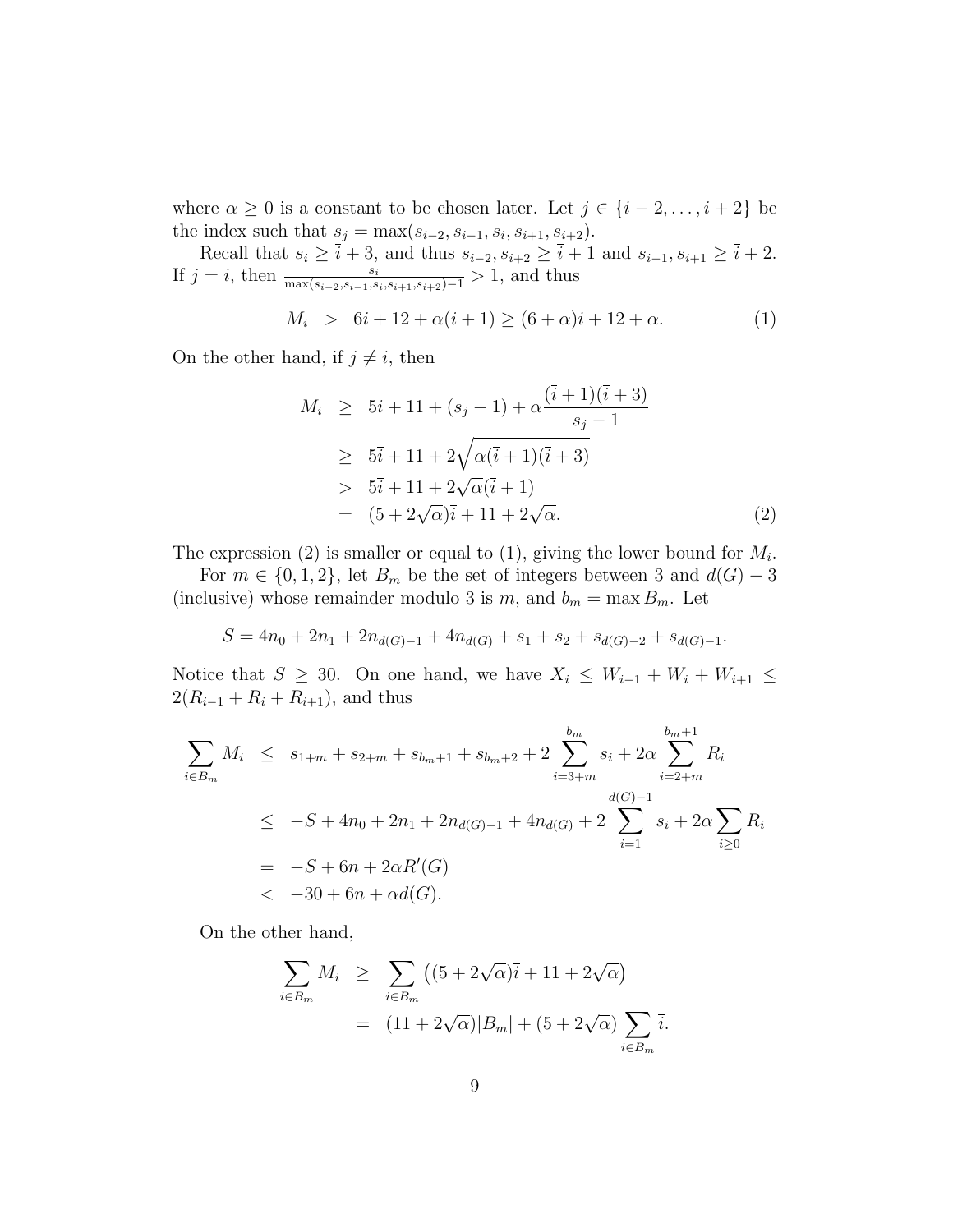where $\alpha \geq 0$ is a constant to be chosen later. Let $j \in \{i-2, \ldots, i+2\}$ be the index such that $s_j = \max(s_{i-2}, s_{i-1}, s_i, s_{i+1}, s_{i+2})$.

Recall that $s_i \geq \bar{i} + 3$, and thus $s_{i-2}, s_{i+2} \geq \bar{i} + 1$ and $s_{i-1}, s_{i+1} \geq \bar{i} + 2$. If $j = i$, then $\frac{s_i}{\max(s_{i-2}, s_{i-1}, s_i, s_{i+1}, s_{i+2}) - 1} > 1$, and thus

$$M_i \;>\; 6\bar{i} + 12 + \alpha(\bar{i} + 1) \geq (6 + \alpha)\bar{i} + 12 + \alpha. \tag{1}$$

On the other hand, if $j \neq i$, then

$$\begin{aligned}
M_i &\geq 5\bar{i} + 11 + (s_j - 1) + \alpha \frac{(\bar{i}+1)(\bar{i}+3)}{s_j - 1} \\
&\geq 5\bar{i} + 11 + 2\sqrt{\alpha(\bar{i}+1)(\bar{i}+3)} \\
&> 5\bar{i} + 11 + 2\sqrt{\alpha}(\bar{i}+1) \\
&= (5 + 2\sqrt{\alpha})\bar{i} + 11 + 2\sqrt{\alpha}. \qquad (2)
\end{aligned}$$

The expression (2) is smaller or equal to (1), giving the lower bound for $M_i$.

For $m \in \{0, 1, 2\}$, let $B_m$ be the set of integers between 3 and $d(G) - 3$ (inclusive) whose remainder modulo 3 is $m$, and $b_m = \max B_m$. Let

$$S = 4n_0 + 2n_1 + 2n_{d(G)-1} + 4n_{d(G)} + s_1 + s_2 + s_{d(G)-2} + s_{d(G)-1}.$$

Notice that $S \geq 30$. On one hand, we have $X_i \leq W_{i-1} + W_i + W_{i+1} \leq 2(R_{i-1} + R_i + R_{i+1})$, and thus

$$\begin{aligned}
\sum_{i \in B_m} M_i &\leq s_{1+m} + s_{2+m} + s_{b_m+1} + s_{b_m+2} + 2\sum_{i=3+m}^{b_m} s_i + 2\alpha \sum_{i=2+m}^{b_m+1} R_i \\
&\leq -S + 4n_0 + 2n_1 + 2n_{d(G)-1} + 4n_{d(G)} + 2\sum_{i=1}^{d(G)-1} s_i + 2\alpha \sum_{i \geq 0} R_i \\
&= -S + 6n + 2\alpha R'(G) \\
&< -30 + 6n + \alpha d(G).
\end{aligned}$$

On the other hand,

$$\begin{aligned}
\sum_{i \in B_m} M_i &\geq \sum_{i \in B_m} \left((5 + 2\sqrt{\alpha})\bar{i} + 11 + 2\sqrt{\alpha}\right) \\
&= (11 + 2\sqrt{\alpha})|B_m| + (5 + 2\sqrt{\alpha}) \sum_{i \in B_m} \bar{i}.
\end{aligned}$$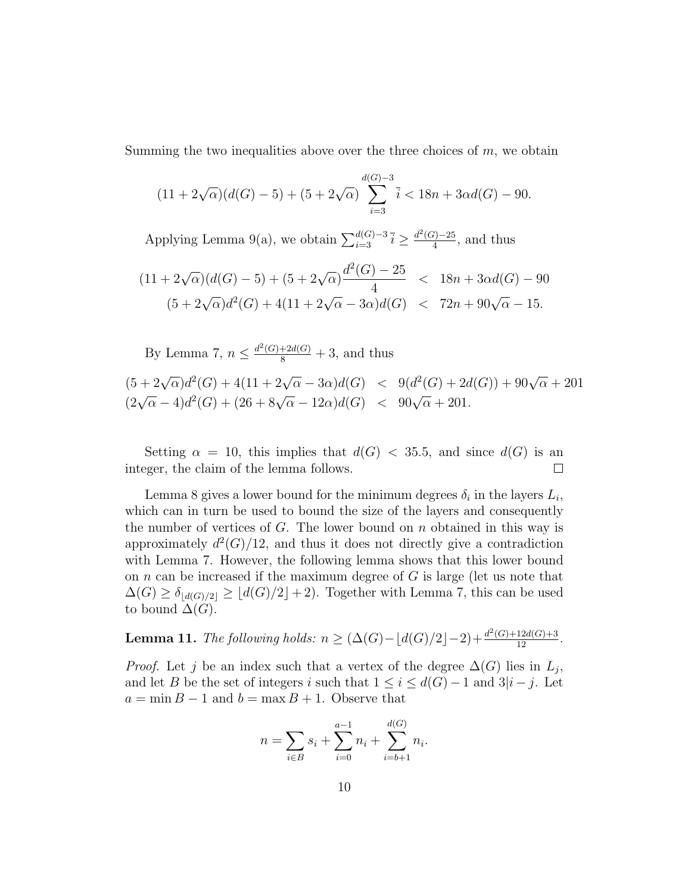Summing the two inequalities above over the three choices of $m$, we obtain

$$(11+2\sqrt{\alpha})(d(G)-5)+(5+2\sqrt{\alpha})\sum_{i=3}^{d(G)-3}\bar{i} < 18n+3\alpha d(G)-90.$$

Applying Lemma 9(a), we obtain $\sum_{i=3}^{d(G)-3}\bar{i} \geq \frac{d^2(G)-25}{4}$, and thus

$$\begin{aligned}(11+2\sqrt{\alpha})(d(G)-5)+(5+2\sqrt{\alpha})\frac{d^2(G)-25}{4} &< 18n+3\alpha d(G)-90\\ (5+2\sqrt{\alpha})d^2(G)+4(11+2\sqrt{\alpha}-3\alpha)d(G) &< 72n+90\sqrt{\alpha}-15.\end{aligned}$$

By Lemma 7, $n \leq \frac{d^2(G)+2d(G)}{8}+3$, and thus

$$\begin{aligned}(5+2\sqrt{\alpha})d^2(G)+4(11+2\sqrt{\alpha}-3\alpha)d(G) &< 9(d^2(G)+2d(G))+90\sqrt{\alpha}+201\\ (2\sqrt{\alpha}-4)d^2(G)+(26+8\sqrt{\alpha}-12\alpha)d(G) &< 90\sqrt{\alpha}+201.\end{aligned}$$

Setting $\alpha = 10$, this implies that $d(G) < 35.5$, and since $d(G)$ is an integer, the claim of the lemma follows. □

Lemma 8 gives a lower bound for the minimum degrees $\delta_i$ in the layers $L_i$, which can in turn be used to bound the size of the layers and consequently the number of vertices of $G$. The lower bound on $n$ obtained in this way is approximately $d^2(G)/12$, and thus it does not directly give a contradiction with Lemma 7. However, the following lemma shows that this lower bound on $n$ can be increased if the maximum degree of $G$ is large (let us note that $\Delta(G) \geq \delta_{\lfloor d(G)/2\rfloor} \geq \lfloor d(G)/2\rfloor+2$). Together with Lemma 7, this can be used to bound $\Delta(G)$.

**Lemma 11.** *The following holds:* $n \geq (\Delta(G)-\lfloor d(G)/2\rfloor-2)+\frac{d^2(G)+12d(G)+3}{12}$.

*Proof.* Let $j$ be an index such that a vertex of the degree $\Delta(G)$ lies in $L_j$, and let $B$ be the set of integers $i$ such that $1 \leq i \leq d(G)-1$ and $3|i-j$. Let $a = \min B - 1$ and $b = \max B + 1$. Observe that

$$n = \sum_{i\in B} s_i + \sum_{i=0}^{a-1} n_i + \sum_{i=b+1}^{d(G)} n_i.$$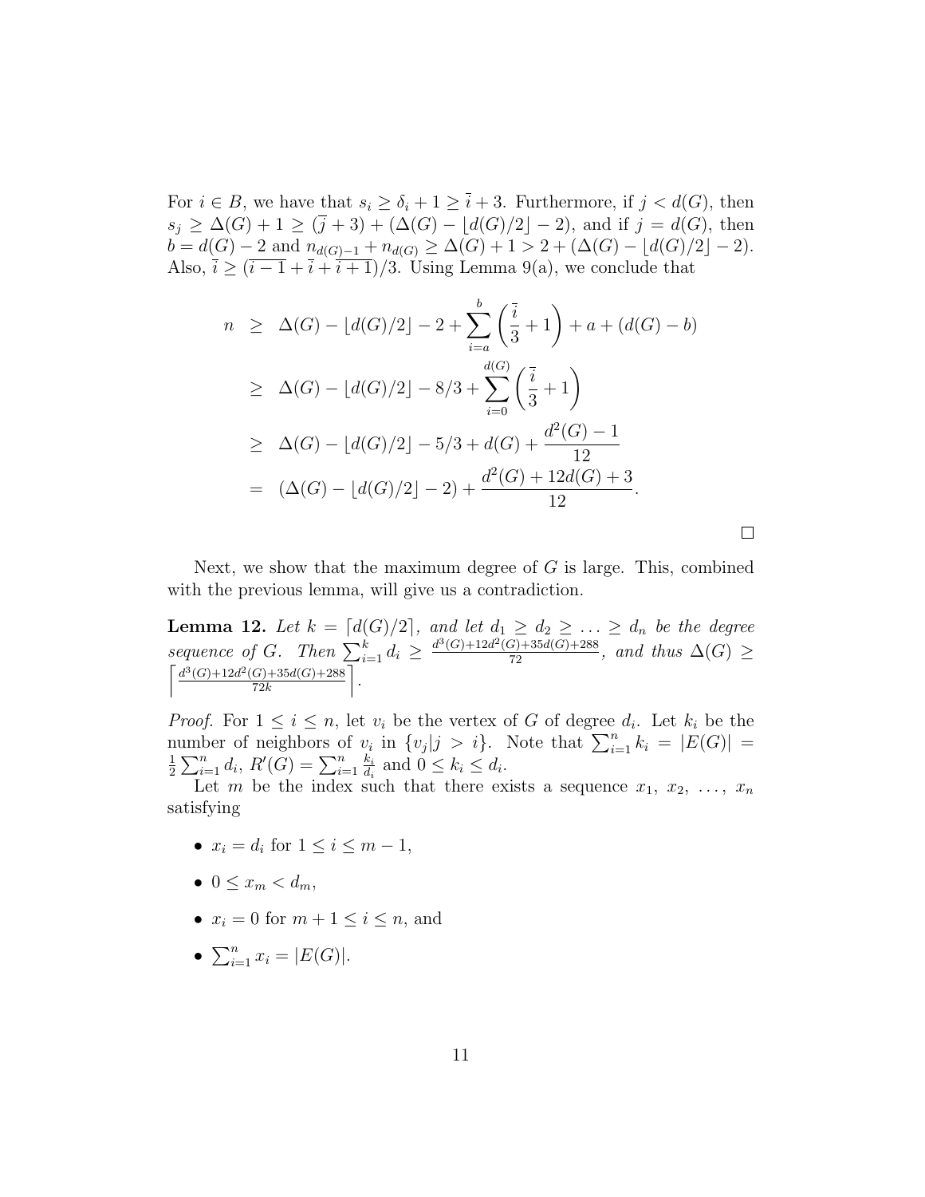For $i \in B$, we have that $s_i \geq \delta_i + 1 \geq \bar{i} + 3$. Furthermore, if $j < d(G)$, then $s_j \geq \Delta(G) + 1 \geq (\bar{j} + 3) + (\Delta(G) - \lfloor d(G)/2 \rfloor - 2)$, and if $j = d(G)$, then $b = d(G) - 2$ and $n_{d(G)-1} + n_{d(G)} \geq \Delta(G) + 1 > 2 + (\Delta(G) - \lfloor d(G)/2 \rfloor - 2)$. Also, $\bar{i} \geq (\overline{i-1} + \bar{i} + \overline{i+1})/3$. Using Lemma 9(a), we conclude that

$$
\begin{aligned}
n &\geq \Delta(G) - \lfloor d(G)/2 \rfloor - 2 + \sum_{i=a}^{b} \left( \frac{\bar{i}}{3} + 1 \right) + a + (d(G) - b) \\
&\geq \Delta(G) - \lfloor d(G)/2 \rfloor - 8/3 + \sum_{i=0}^{d(G)} \left( \frac{\bar{i}}{3} + 1 \right) \\
&\geq \Delta(G) - \lfloor d(G)/2 \rfloor - 5/3 + d(G) + \frac{d^2(G) - 1}{12} \\
&= (\Delta(G) - \lfloor d(G)/2 \rfloor - 2) + \frac{d^2(G) + 12d(G) + 3}{12}.
\end{aligned}
$$

□

Next, we show that the maximum degree of $G$ is large. This, combined with the previous lemma, will give us a contradiction.

**Lemma 12.** *Let $k = \lceil d(G)/2 \rceil$, and let $d_1 \geq d_2 \geq \ldots \geq d_n$ be the degree sequence of $G$. Then $\sum_{i=1}^{k} d_i \geq \frac{d^3(G) + 12d^2(G) + 35d(G) + 288}{72}$, and thus $\Delta(G) \geq \left\lceil \frac{d^3(G) + 12d^2(G) + 35d(G) + 288}{72k} \right\rceil$.*

*Proof.* For $1 \leq i \leq n$, let $v_i$ be the vertex of $G$ of degree $d_i$. Let $k_i$ be the number of neighbors of $v_i$ in $\{v_j | j > i\}$. Note that $\sum_{i=1}^{n} k_i = |E(G)| = \frac{1}{2} \sum_{i=1}^{n} d_i$, $R'(G) = \sum_{i=1}^{n} \frac{k_i}{d_i}$ and $0 \leq k_i \leq d_i$.

Let $m$ be the index such that there exists a sequence $x_1, x_2, \ldots, x_n$ satisfying

- $x_i = d_i$ for $1 \leq i \leq m - 1$,
- $0 \leq x_m < d_m$,
- $x_i = 0$ for $m + 1 \leq i \leq n$, and
- $\sum_{i=1}^{n} x_i = |E(G)|$.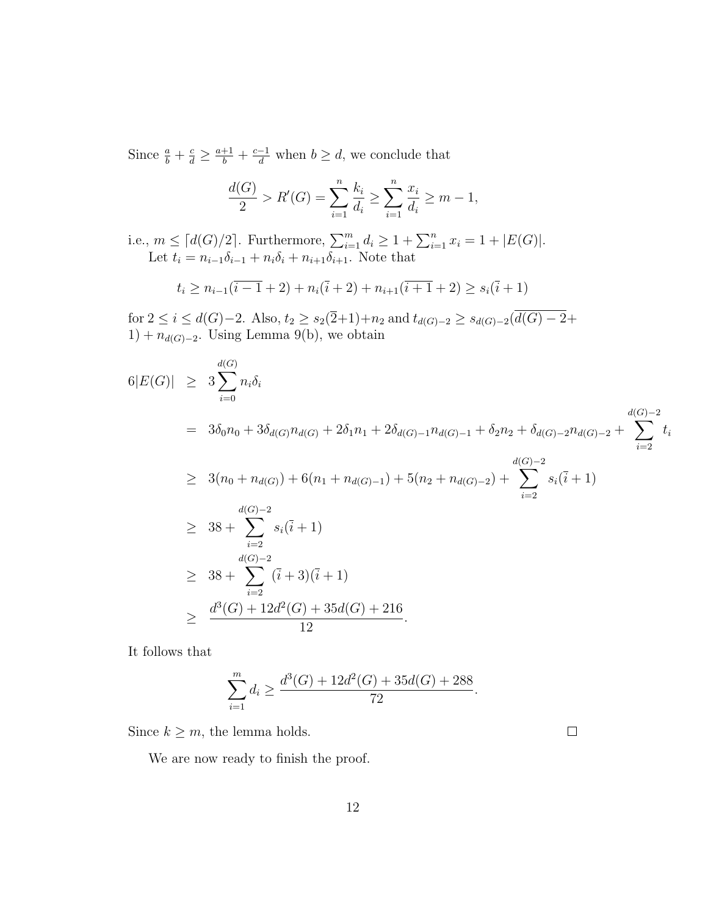Since $\frac{a}{b} + \frac{c}{d} \geq \frac{a+1}{b} + \frac{c-1}{d}$ when $b \geq d$, we conclude that

$$\frac{d(G)}{2} > R'(G) = \sum_{i=1}^{n} \frac{k_i}{d_i} \geq \sum_{i=1}^{n} \frac{x_i}{d_i} \geq m - 1,$$

i.e., $m \leq \lceil d(G)/2 \rceil$. Furthermore, $\sum_{i=1}^{m} d_i \geq 1 + \sum_{i=1}^{n} x_i = 1 + |E(G)|$.

Let $t_i = n_{i-1}\delta_{i-1} + n_i\delta_i + n_{i+1}\delta_{i+1}$. Note that

$$t_i \geq n_{i-1}(\overline{i-1} + 2) + n_i(\overline{i} + 2) + n_{i+1}(\overline{i+1} + 2) \geq s_i(\overline{i} + 1)$$

for $2 \leq i \leq d(G)-2$. Also, $t_2 \geq s_2(\overline{2}+1)+n_2$ and $t_{d(G)-2} \geq s_{d(G)-2}(\overline{d(G)-2}+1) + n_{d(G)-2}$. Using Lemma 9(b), we obtain

$$\begin{aligned}
6|E(G)| &\geq 3\sum_{i=0}^{d(G)} n_i\delta_i \\
&= 3\delta_0 n_0 + 3\delta_{d(G)}n_{d(G)} + 2\delta_1 n_1 + 2\delta_{d(G)-1}n_{d(G)-1} + \delta_2 n_2 + \delta_{d(G)-2}n_{d(G)-2} + \sum_{i=2}^{d(G)-2} t_i \\
&\geq 3(n_0 + n_{d(G)}) + 6(n_1 + n_{d(G)-1}) + 5(n_2 + n_{d(G)-2}) + \sum_{i=2}^{d(G)-2} s_i(\overline{i} + 1) \\
&\geq 38 + \sum_{i=2}^{d(G)-2} s_i(\overline{i} + 1) \\
&\geq 38 + \sum_{i=2}^{d(G)-2} (\overline{i} + 3)(\overline{i} + 1) \\
&\geq \frac{d^3(G) + 12d^2(G) + 35d(G) + 216}{12}.
\end{aligned}$$

It follows that

$$\sum_{i=1}^{m} d_i \geq \frac{d^3(G) + 12d^2(G) + 35d(G) + 288}{72}.$$

Since $k \geq m$, the lemma holds. $\square$

We are now ready to finish the proof.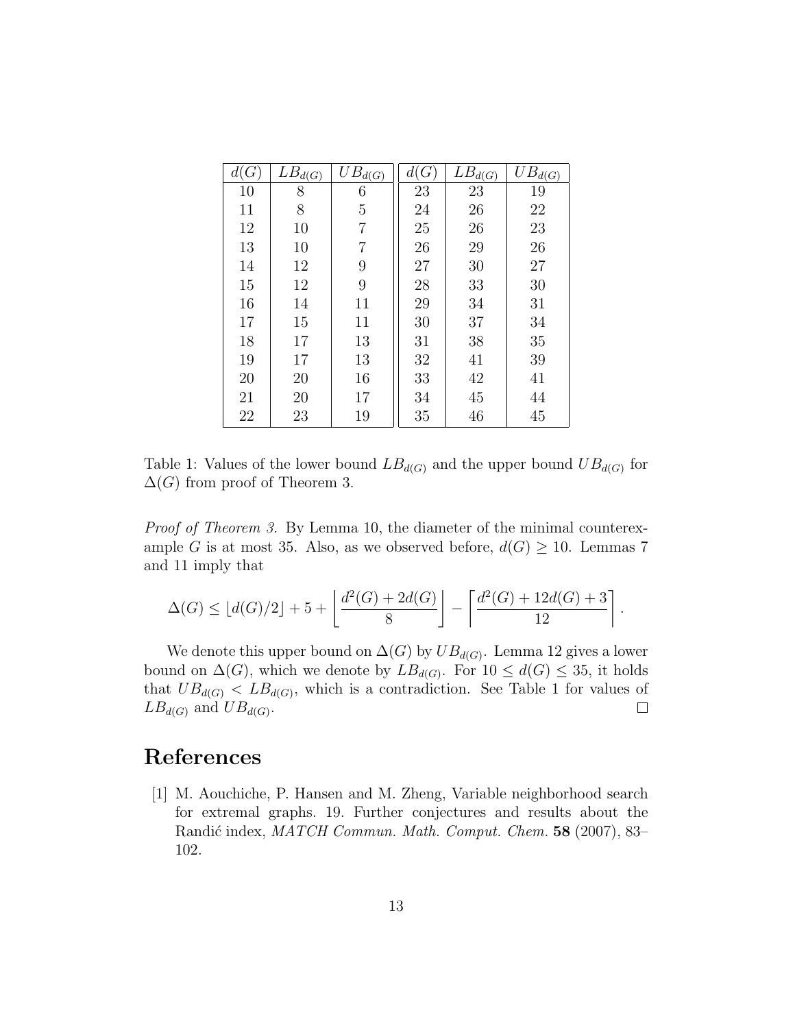| $d(G)$ | $LB_{d(G)}$ | $UB_{d(G)}$ | $d(G)$ | $LB_{d(G)}$ | $UB_{d(G)}$ |
|---|---|---|---|---|---|
| 10 | 8 | 6 | 23 | 23 | 19 |
| 11 | 8 | 5 | 24 | 26 | 22 |
| 12 | 10 | 7 | 25 | 26 | 23 |
| 13 | 10 | 7 | 26 | 29 | 26 |
| 14 | 12 | 9 | 27 | 30 | 27 |
| 15 | 12 | 9 | 28 | 33 | 30 |
| 16 | 14 | 11 | 29 | 34 | 31 |
| 17 | 15 | 11 | 30 | 37 | 34 |
| 18 | 17 | 13 | 31 | 38 | 35 |
| 19 | 17 | 13 | 32 | 41 | 39 |
| 20 | 20 | 16 | 33 | 42 | 41 |
| 21 | 20 | 17 | 34 | 45 | 44 |
| 22 | 23 | 19 | 35 | 46 | 45 |

Table 1: Values of the lower bound $LB_{d(G)}$ and the upper bound $UB_{d(G)}$ for $\Delta(G)$ from proof of Theorem 3.

*Proof of Theorem 3.* By Lemma 10, the diameter of the minimal counterexample $G$ is at most 35. Also, as we observed before, $d(G) \geq 10$. Lemmas 7 and 11 imply that

$$\Delta(G) \leq \lfloor d(G)/2 \rfloor + 5 + \left\lfloor \frac{d^2(G) + 2d(G)}{8} \right\rfloor - \left\lceil \frac{d^2(G) + 12d(G) + 3}{12} \right\rceil .$$

We denote this upper bound on $\Delta(G)$ by $UB_{d(G)}$. Lemma 12 gives a lower bound on $\Delta(G)$, which we denote by $LB_{d(G)}$. For $10 \leq d(G) \leq 35$, it holds that $UB_{d(G)} < LB_{d(G)}$, which is a contradiction. See Table 1 for values of $LB_{d(G)}$ and $UB_{d(G)}$. $\square$

# References

[1] M. Aouchiche, P. Hansen and M. Zheng, Variable neighborhood search for extremal graphs. 19. Further conjectures and results about the Randić index, *MATCH Commun. Math. Comput. Chem.* **58** (2007), 83–102.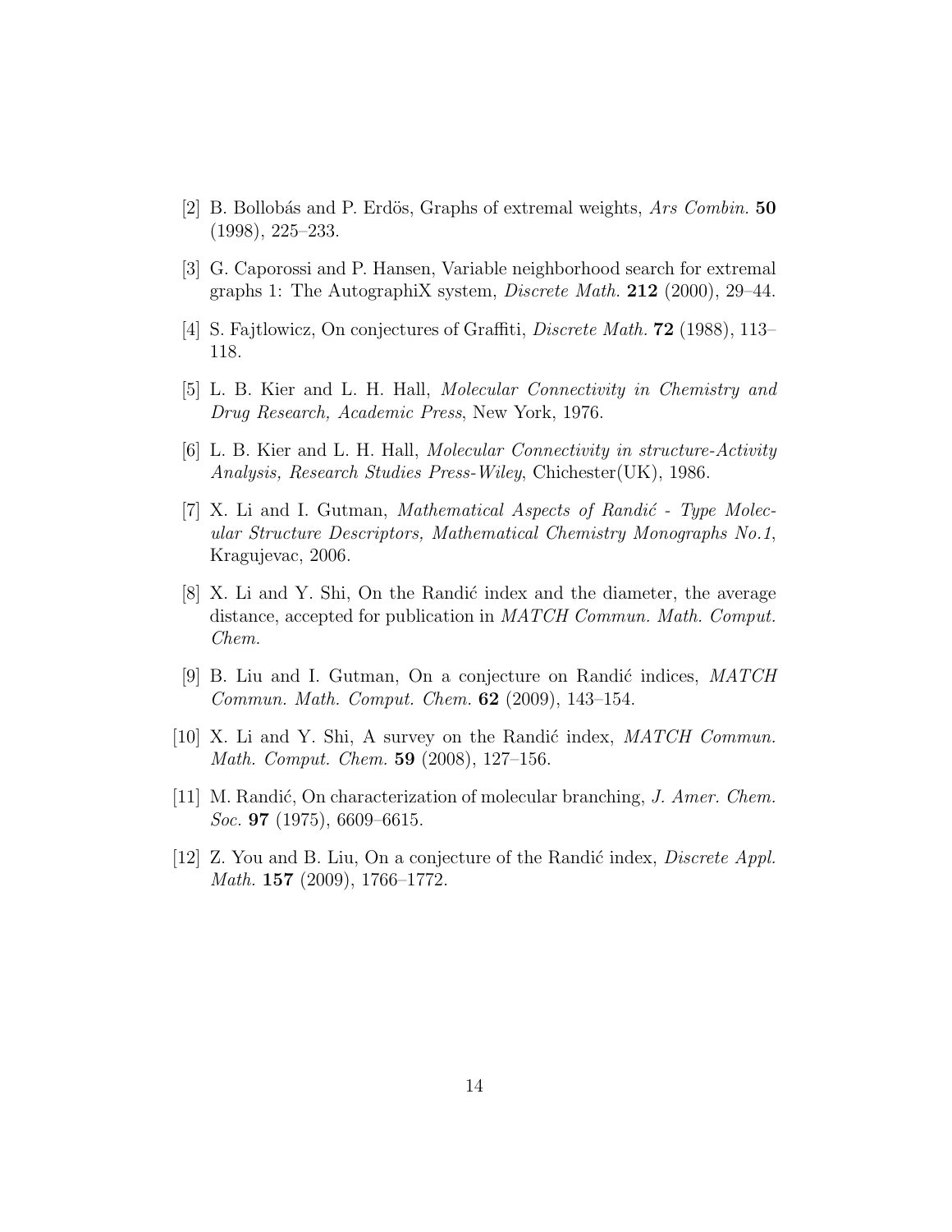[2] B. Bollobás and P. Erdös, Graphs of extremal weights, *Ars Combin.* **50** (1998), 225–233.

[3] G. Caporossi and P. Hansen, Variable neighborhood search for extremal graphs 1: The AutographiX system, *Discrete Math.* **212** (2000), 29–44.

[4] S. Fajtlowicz, On conjectures of Graffiti, *Discrete Math.* **72** (1988), 113–118.

[5] L. B. Kier and L. H. Hall, *Molecular Connectivity in Chemistry and Drug Research, Academic Press*, New York, 1976.

[6] L. B. Kier and L. H. Hall, *Molecular Connectivity in structure-Activity Analysis, Research Studies Press-Wiley*, Chichester(UK), 1986.

[7] X. Li and I. Gutman, *Mathematical Aspects of Randić - Type Molecular Structure Descriptors, Mathematical Chemistry Monographs No.1*, Kragujevac, 2006.

[8] X. Li and Y. Shi, On the Randić index and the diameter, the average distance, accepted for publication in *MATCH Commun. Math. Comput. Chem.*

[9] B. Liu and I. Gutman, On a conjecture on Randić indices, *MATCH Commun. Math. Comput. Chem.* **62** (2009), 143–154.

[10] X. Li and Y. Shi, A survey on the Randić index, *MATCH Commun. Math. Comput. Chem.* **59** (2008), 127–156.

[11] M. Randić, On characterization of molecular branching, *J. Amer. Chem. Soc.* **97** (1975), 6609–6615.

[12] Z. You and B. Liu, On a conjecture of the Randić index, *Discrete Appl. Math.* **157** (2009), 1766–1772.